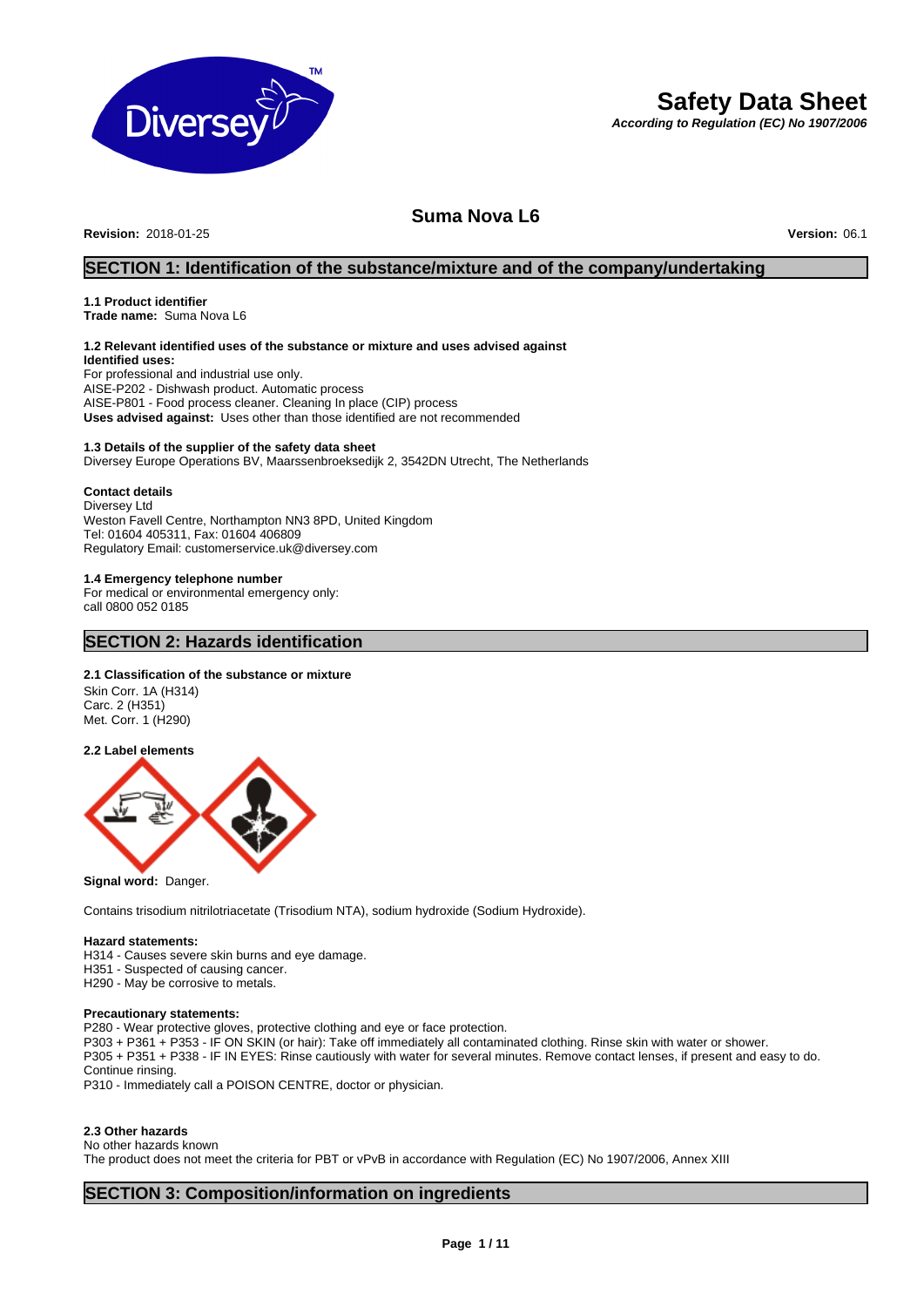# Safety Data Sheet

***According to Regulation (EC) No 1907/2006***

## Suma Nova L6

**Revision:** 2018-01-25 **Version:** 06.1

## SECTION 1: Identification of the substance/mixture and of the company/undertaking

**1.1 Product identifier**
**Trade name:** Suma Nova L6

**1.2 Relevant identified uses of the substance or mixture and uses advised against**
**Identified uses:**
For professional and industrial use only.
AISE-P202 - Dishwash product. Automatic process
AISE-P801 - Food process cleaner. Cleaning In place (CIP) process
**Uses advised against:** Uses other than those identified are not recommended

**1.3 Details of the supplier of the safety data sheet**
Diversey Europe Operations BV, Maarssenbroeksedijk 2, 3542DN Utrecht, The Netherlands

**Contact details**
Diversey Ltd
Weston Favell Centre, Northampton NN3 8PD, United Kingdom
Tel: 01604 405311, Fax: 01604 406809
Regulatory Email: customerservice.uk@diversey.com

**1.4 Emergency telephone number**
For medical or environmental emergency only:
call 0800 052 0185

## SECTION 2: Hazards identification

**2.1 Classification of the substance or mixture**
Skin Corr. 1A (H314)
Carc. 2 (H351)
Met. Corr. 1 (H290)

**2.2 Label elements**

**Signal word:** Danger.

Contains trisodium nitrilotriacetate (Trisodium NTA), sodium hydroxide (Sodium Hydroxide).

**Hazard statements:**
H314 - Causes severe skin burns and eye damage.
H351 - Suspected of causing cancer.
H290 - May be corrosive to metals.

**Precautionary statements:**
P280 - Wear protective gloves, protective clothing and eye or face protection.
P303 + P361 + P353 - IF ON SKIN (or hair): Take off immediately all contaminated clothing. Rinse skin with water or shower.
P305 + P351 + P338 - IF IN EYES: Rinse cautiously with water for several minutes. Remove contact lenses, if present and easy to do. Continue rinsing.
P310 - Immediately call a POISON CENTRE, doctor or physician.

**2.3 Other hazards**
No other hazards known
The product does not meet the criteria for PBT or vPvB in accordance with Regulation (EC) No 1907/2006, Annex XIII

## SECTION 3: Composition/information on ingredients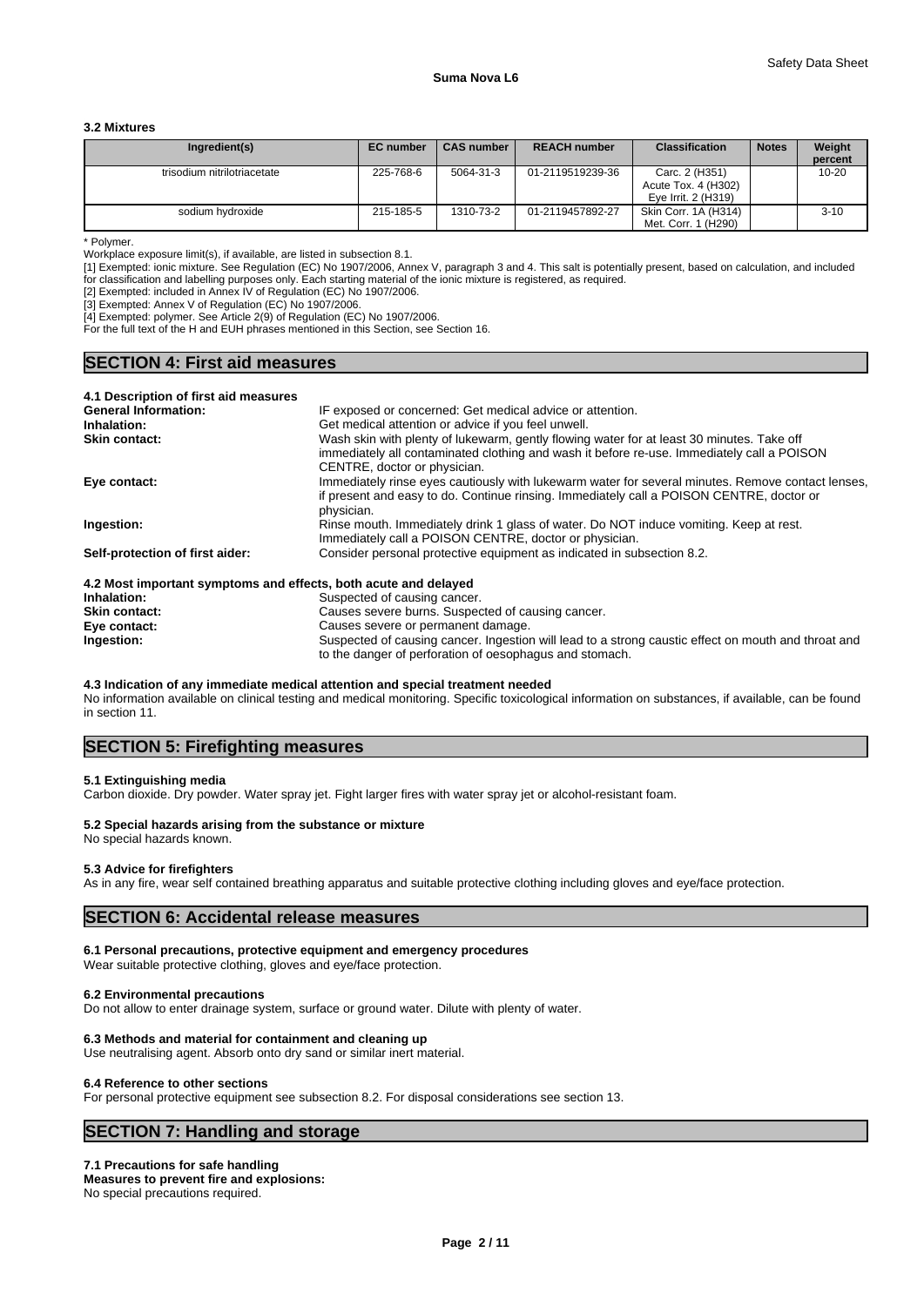### 3.2 Mixtures

| Ingredient(s) | EC number | CAS number | REACH number | Classification | Notes | Weight percent |
|---|---|---|---|---|---|---|
| trisodium nitrilotriacetate | 225-768-6 | 5064-31-3 | 01-2119519239-36 | Carc. 2 (H351)<br>Acute Tox. 4 (H302)<br>Eye Irrit. 2 (H319) | | 10-20 |
| sodium hydroxide | 215-185-5 | 1310-73-2 | 01-2119457892-27 | Skin Corr. 1A (H314)<br>Met. Corr. 1 (H290) | | 3-10 |

* Polymer.

Workplace exposure limit(s), if available, are listed in subsection 8.1.

[1] Exempted: ionic mixture. See Regulation (EC) No 1907/2006, Annex V, paragraph 3 and 4. This salt is potentially present, based on calculation, and included for classification and labelling purposes only. Each starting material of the ionic mixture is registered, as required.

[2] Exempted: included in Annex IV of Regulation (EC) No 1907/2006.

[3] Exempted: Annex V of Regulation (EC) No 1907/2006.

[4] Exempted: polymer. See Article 2(9) of Regulation (EC) No 1907/2006.

For the full text of the H and EUH phrases mentioned in this Section, see Section 16.

## SECTION 4: First aid measures

### 4.1 Description of first aid measures

**General Information:** IF exposed or concerned: Get medical advice or attention.

**Inhalation:** Get medical attention or advice if you feel unwell.

**Skin contact:** Wash skin with plenty of lukewarm, gently flowing water for at least 30 minutes. Take off immediately all contaminated clothing and wash it before re-use. Immediately call a POISON CENTRE, doctor or physician.

**Eye contact:** Immediately rinse eyes cautiously with lukewarm water for several minutes. Remove contact lenses, if present and easy to do. Continue rinsing. Immediately call a POISON CENTRE, doctor or physician.

**Ingestion:** Rinse mouth. Immediately drink 1 glass of water. Do NOT induce vomiting. Keep at rest. Immediately call a POISON CENTRE, doctor or physician.

**Self-protection of first aider:** Consider personal protective equipment as indicated in subsection 8.2.

### 4.2 Most important symptoms and effects, both acute and delayed

**Inhalation:** Suspected of causing cancer.

**Skin contact:** Causes severe burns. Suspected of causing cancer.

**Eye contact:** Causes severe or permanent damage.

**Ingestion:** Suspected of causing cancer. Ingestion will lead to a strong caustic effect on mouth and throat and to the danger of perforation of oesophagus and stomach.

### 4.3 Indication of any immediate medical attention and special treatment needed

No information available on clinical testing and medical monitoring. Specific toxicological information on substances, if available, can be found in section 11.

## SECTION 5: Firefighting measures

### 5.1 Extinguishing media

Carbon dioxide. Dry powder. Water spray jet. Fight larger fires with water spray jet or alcohol-resistant foam.

### 5.2 Special hazards arising from the substance or mixture

No special hazards known.

### 5.3 Advice for firefighters

As in any fire, wear self contained breathing apparatus and suitable protective clothing including gloves and eye/face protection.

## SECTION 6: Accidental release measures

### 6.1 Personal precautions, protective equipment and emergency procedures

Wear suitable protective clothing, gloves and eye/face protection.

### 6.2 Environmental precautions

Do not allow to enter drainage system, surface or ground water. Dilute with plenty of water.

### 6.3 Methods and material for containment and cleaning up

Use neutralising agent. Absorb onto dry sand or similar inert material.

### 6.4 Reference to other sections

For personal protective equipment see subsection 8.2. For disposal considerations see section 13.

## SECTION 7: Handling and storage

### 7.1 Precautions for safe handling

**Measures to prevent fire and explosions:**

No special precautions required.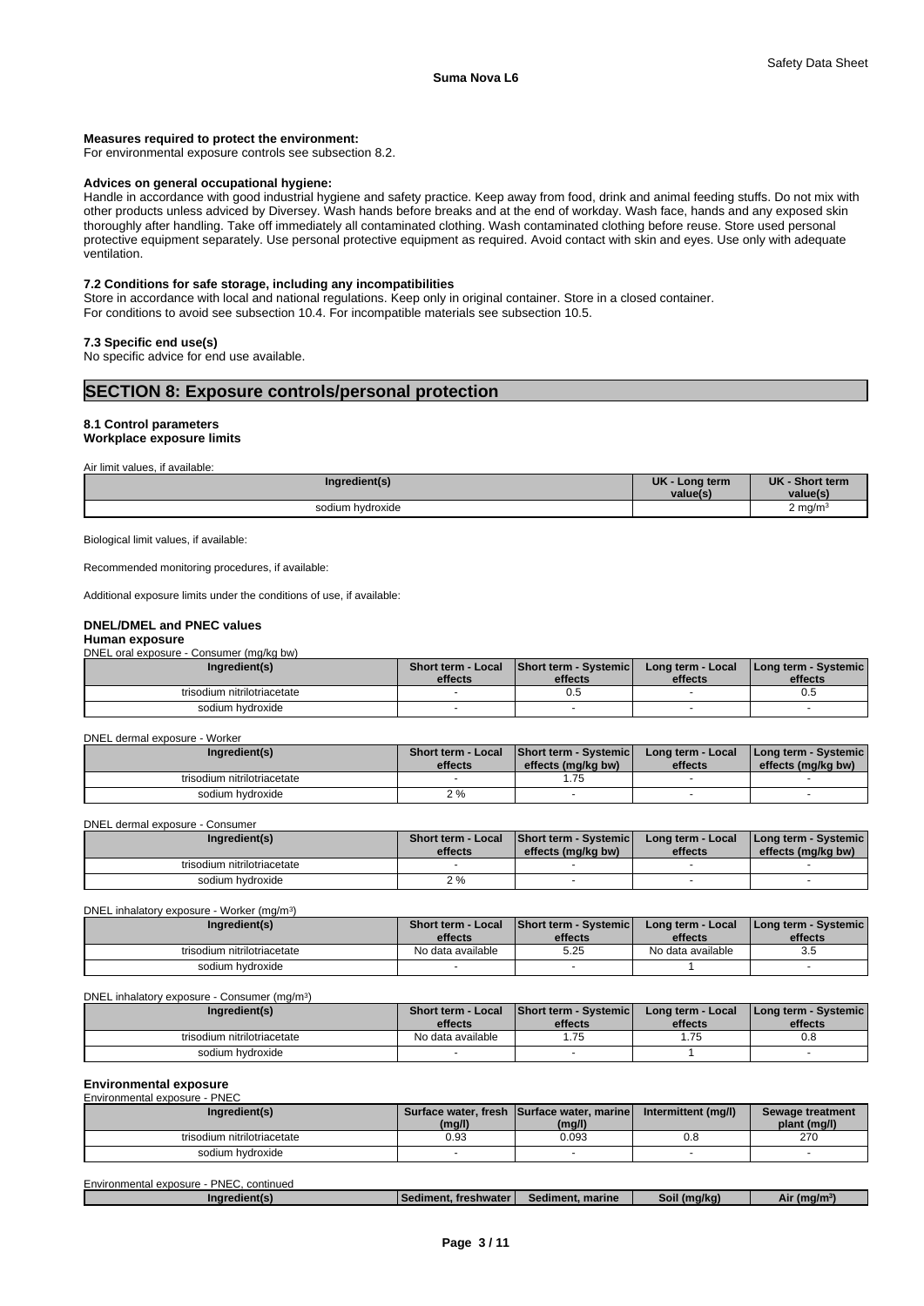**Measures required to protect the environment:**
For environmental exposure controls see subsection 8.2.

**Advices on general occupational hygiene:**
Handle in accordance with good industrial hygiene and safety practice. Keep away from food, drink and animal feeding stuffs. Do not mix with other products unless adviced by Diversey. Wash hands before breaks and at the end of workday. Wash face, hands and any exposed skin thoroughly after handling. Take off immediately all contaminated clothing. Wash contaminated clothing before reuse. Store used personal protective equipment separately. Use personal protective equipment as required. Avoid contact with skin and eyes. Use only with adequate ventilation.

**7.2 Conditions for safe storage, including any incompatibilities**
Store in accordance with local and national regulations. Keep only in original container. Store in a closed container.
For conditions to avoid see subsection 10.4. For incompatible materials see subsection 10.5.

**7.3 Specific end use(s)**
No specific advice for end use available.

## SECTION 8: Exposure controls/personal protection

**8.1 Control parameters**
**Workplace exposure limits**

Air limit values, if available:

| Ingredient(s) | UK - Long term value(s) | UK - Short term value(s) |
|---|---|---|
| sodium hydroxide | | 2 mg/m³ |

Biological limit values, if available:

Recommended monitoring procedures, if available:

Additional exposure limits under the conditions of use, if available:

**DNEL/DMEL and PNEC values**
**Human exposure**
DNEL oral exposure - Consumer (mg/kg bw)

| Ingredient(s) | Short term - Local effects | Short term - Systemic effects | Long term - Local effects | Long term - Systemic effects |
|---|---|---|---|---|
| trisodium nitrilotriacetate | - | 0.5 | - | 0.5 |
| sodium hydroxide | - | - | - | - |

DNEL dermal exposure - Worker

| Ingredient(s) | Short term - Local effects | Short term - Systemic effects (mg/kg bw) | Long term - Local effects | Long term - Systemic effects (mg/kg bw) |
|---|---|---|---|---|
| trisodium nitrilotriacetate | - | 1.75 | - | - |
| sodium hydroxide | 2 % | - | - | - |

DNEL dermal exposure - Consumer

| Ingredient(s) | Short term - Local effects | Short term - Systemic effects (mg/kg bw) | Long term - Local effects | Long term - Systemic effects (mg/kg bw) |
|---|---|---|---|---|
| trisodium nitrilotriacetate | - | - | - | - |
| sodium hydroxide | 2 % | - | - | - |

DNEL inhalatory exposure - Worker (mg/m³)

| Ingredient(s) | Short term - Local effects | Short term - Systemic effects | Long term - Local effects | Long term - Systemic effects |
|---|---|---|---|---|
| trisodium nitrilotriacetate | No data available | 5.25 | No data available | 3.5 |
| sodium hydroxide | - | - | 1 | - |

DNEL inhalatory exposure - Consumer (mg/m³)

| Ingredient(s) | Short term - Local effects | Short term - Systemic effects | Long term - Local effects | Long term - Systemic effects |
|---|---|---|---|---|
| trisodium nitrilotriacetate | No data available | 1.75 | 1.75 | 0.8 |
| sodium hydroxide | - | - | 1 | - |

**Environmental exposure**
Environmental exposure - PNEC

| Ingredient(s) | Surface water, fresh (mg/l) | Surface water, marine (mg/l) | Intermittent (mg/l) | Sewage treatment plant (mg/l) |
|---|---|---|---|---|
| trisodium nitrilotriacetate | 0.93 | 0.093 | 0.8 | 270 |
| sodium hydroxide | - | - | - | - |

Environmental exposure - PNEC, continued

| Ingredient(s) | Sediment, freshwater | Sediment, marine | Soil (mg/kg) | Air (mg/m³) |
|---|---|---|---|---|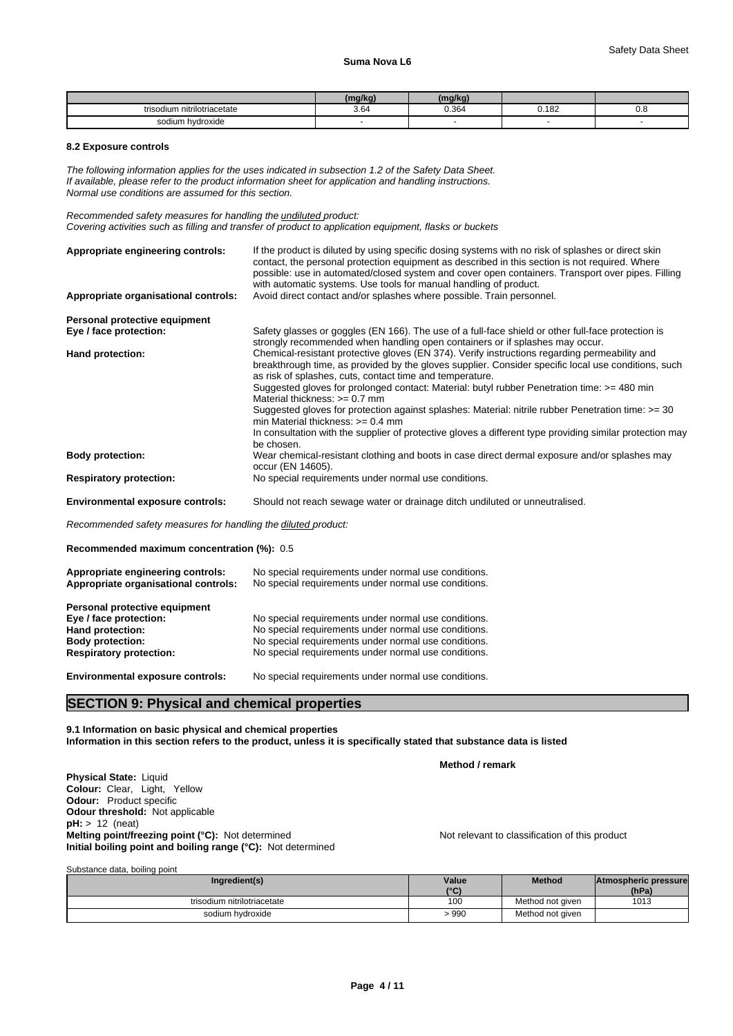| | (mg/kg) | (mg/kg) | | |
|---|---|---|---|---|
| trisodium nitrilotriacetate | 3.64 | 0.364 | 0.182 | 0.8 |
| sodium hydroxide | - | - | - | - |

**8.2 Exposure controls**

*The following information applies for the uses indicated in subsection 1.2 of the Safety Data Sheet.*
*If available, please refer to the product information sheet for application and handling instructions.*
*Normal use conditions are assumed for this section.*

*Recommended safety measures for handling the undiluted product:*
*Covering activities such as filling and transfer of product to application equipment, flasks or buckets*

**Appropriate engineering controls:** If the product is diluted by using specific dosing systems with no risk of splashes or direct skin contact, the personal protection equipment as described in this section is not required. Where possible: use in automated/closed system and cover open containers. Transport over pipes. Filling with automatic systems. Use tools for manual handling of product.

**Appropriate organisational controls:** Avoid direct contact and/or splashes where possible. Train personnel.

**Personal protective equipment**

**Eye / face protection:** Safety glasses or goggles (EN 166). The use of a full-face shield or other full-face protection is strongly recommended when handling open containers or if splashes may occur.

**Hand protection:** Chemical-resistant protective gloves (EN 374). Verify instructions regarding permeability and breakthrough time, as provided by the gloves supplier. Consider specific local use conditions, such as risk of splashes, cuts, contact time and temperature.
Suggested gloves for prolonged contact: Material: butyl rubber Penetration time: >= 480 min Material thickness: >= 0.7 mm
Suggested gloves for protection against splashes: Material: nitrile rubber Penetration time: >= 30 min Material thickness: >= 0.4 mm
In consultation with the supplier of protective gloves a different type providing similar protection may be chosen.

**Body protection:** Wear chemical-resistant clothing and boots in case direct dermal exposure and/or splashes may occur (EN 14605).

**Respiratory protection:** No special requirements under normal use conditions.

**Environmental exposure controls:** Should not reach sewage water or drainage ditch undiluted or unneutralised.

*Recommended safety measures for handling the diluted product:*

**Recommended maximum concentration (%):** 0.5

**Appropriate engineering controls:** No special requirements under normal use conditions.
**Appropriate organisational controls:** No special requirements under normal use conditions.

**Personal protective equipment**
**Eye / face protection:** No special requirements under normal use conditions.
**Hand protection:** No special requirements under normal use conditions.
**Body protection:** No special requirements under normal use conditions.
**Respiratory protection:** No special requirements under normal use conditions.

**Environmental exposure controls:** No special requirements under normal use conditions.

## SECTION 9: Physical and chemical properties

**9.1 Information on basic physical and chemical properties**
**Information in this section refers to the product, unless it is specifically stated that substance data is listed**

**Method / remark**

**Physical State:** Liquid
**Colour:** Clear, Light, Yellow
**Odour:** Product specific
**Odour threshold:** Not applicable
**pH:** > 12 (neat)
**Melting point/freezing point (°C):** Not determined — Not relevant to classification of this product
**Initial boiling point and boiling range (°C):** Not determined

Substance data, boiling point

| Ingredient(s) | Value (°C) | Method | Atmospheric pressure (hPa) |
|---|---|---|---|
| trisodium nitrilotriacetate | 100 | Method not given | 1013 |
| sodium hydroxide | > 990 | Method not given | |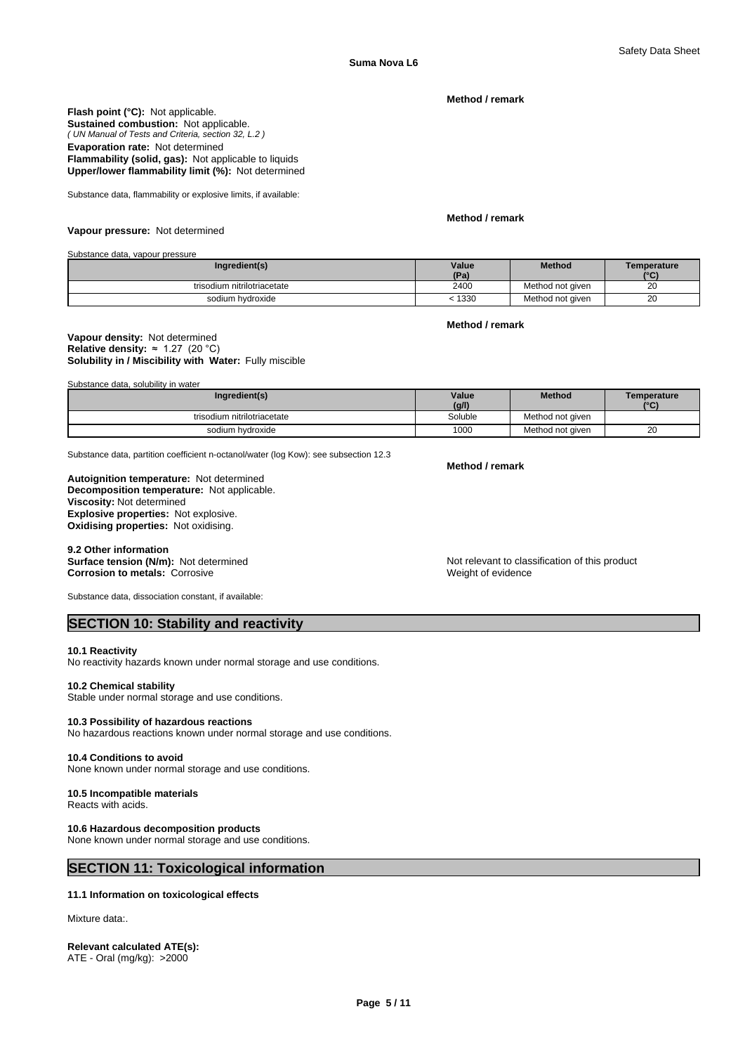**Method / remark**

**Flash point (°C):** Not applicable.
**Sustained combustion:** Not applicable.
*( UN Manual of Tests and Criteria, section 32, L.2 )*
**Evaporation rate:** Not determined
**Flammability (solid, gas):** Not applicable to liquids
**Upper/lower flammability limit (%):** Not determined

Substance data, flammability or explosive limits, if available:

**Method / remark**

**Vapour pressure:** Not determined

Substance data, vapour pressure

| Ingredient(s) | Value (Pa) | Method | Temperature (°C) |
|---|---|---|---|
| trisodium nitrilotriacetate | 2400 | Method not given | 20 |
| sodium hydroxide | < 1330 | Method not given | 20 |

**Method / remark**

**Vapour density:** Not determined
**Relative density:** ≈ 1.27 (20 °C)
**Solubility in / Miscibility with Water:** Fully miscible

Substance data, solubility in water

| Ingredient(s) | Value (g/l) | Method | Temperature (°C) |
|---|---|---|---|
| trisodium nitrilotriacetate | Soluble | Method not given | |
| sodium hydroxide | 1000 | Method not given | 20 |

Substance data, partition coefficient n-octanol/water (log Kow): see subsection 12.3

**Method / remark**

**Autoignition temperature:** Not determined
**Decomposition temperature:** Not applicable.
**Viscosity:** Not determined
**Explosive properties:** Not explosive.
**Oxidising properties:** Not oxidising.

**9.2 Other information**
**Surface tension (N/m):** Not determined — Not relevant to classification of this product
**Corrosion to metals:** Corrosive — Weight of evidence

Substance data, dissociation constant, if available:

## SECTION 10: Stability and reactivity

**10.1 Reactivity**
No reactivity hazards known under normal storage and use conditions.

**10.2 Chemical stability**
Stable under normal storage and use conditions.

**10.3 Possibility of hazardous reactions**
No hazardous reactions known under normal storage and use conditions.

**10.4 Conditions to avoid**
None known under normal storage and use conditions.

**10.5 Incompatible materials**
Reacts with acids.

**10.6 Hazardous decomposition products**
None known under normal storage and use conditions.

## SECTION 11: Toxicological information

**11.1 Information on toxicological effects**

Mixture data:.

**Relevant calculated ATE(s):**
ATE - Oral (mg/kg): >2000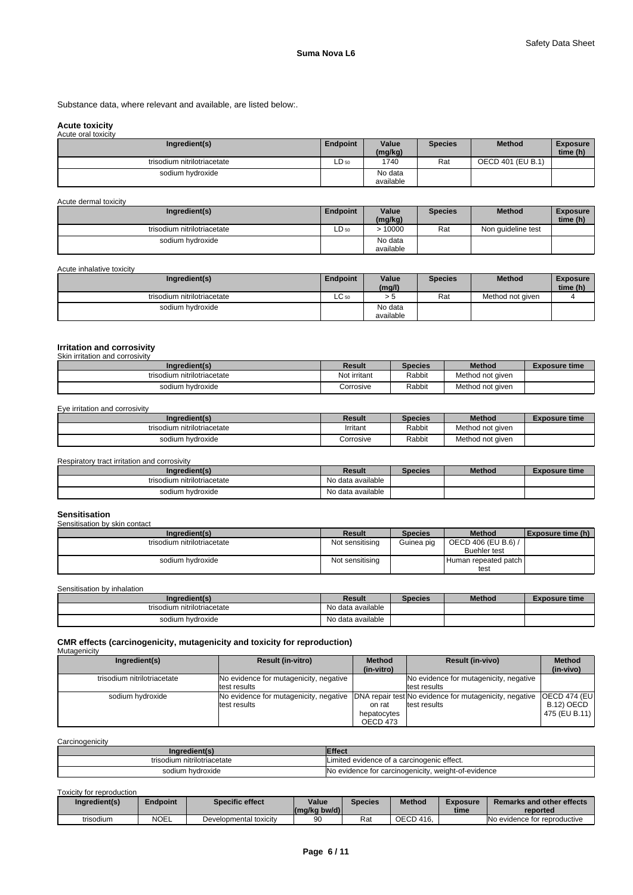Substance data, where relevant and available, are listed below:.

## Acute toxicity

Acute oral toxicity

| Ingredient(s) | Endpoint | Value (mg/kg) | Species | Method | Exposure time (h) |
|---|---|---|---|---|---|
| trisodium nitrilotriacetate | $LD_{50}$ | 1740 | Rat | OECD 401 (EU B.1) | |
| sodium hydroxide | | No data available | | | |

Acute dermal toxicity

| Ingredient(s) | Endpoint | Value (mg/kg) | Species | Method | Exposure time (h) |
|---|---|---|---|---|---|
| trisodium nitrilotriacetate | $LD_{50}$ | > 10000 | Rat | Non guideline test | |
| sodium hydroxide | | No data available | | | |

Acute inhalative toxicity

| Ingredient(s) | Endpoint | Value (mg/l) | Species | Method | Exposure time (h) |
|---|---|---|---|---|---|
| trisodium nitrilotriacetate | $LC_{50}$ | > 5 | Rat | Method not given | 4 |
| sodium hydroxide | | No data available | | | |

## Irritation and corrosivity

Skin irritation and corrosivity

| Ingredient(s) | Result | Species | Method | Exposure time |
|---|---|---|---|---|
| trisodium nitrilotriacetate | Not irritant | Rabbit | Method not given | |
| sodium hydroxide | Corrosive | Rabbit | Method not given | |

Eye irritation and corrosivity

| Ingredient(s) | Result | Species | Method | Exposure time |
|---|---|---|---|---|
| trisodium nitrilotriacetate | Irritant | Rabbit | Method not given | |
| sodium hydroxide | Corrosive | Rabbit | Method not given | |

Respiratory tract irritation and corrosivity

| Ingredient(s) | Result | Species | Method | Exposure time |
|---|---|---|---|---|
| trisodium nitrilotriacetate | No data available | | | |
| sodium hydroxide | No data available | | | |

## Sensitisation

Sensitisation by skin contact

| Ingredient(s) | Result | Species | Method | Exposure time (h) |
|---|---|---|---|---|
| trisodium nitrilotriacetate | Not sensitising | Guinea pig | OECD 406 (EU B.6) / Buehler test | |
| sodium hydroxide | Not sensitising | | Human repeated patch test | |

Sensitisation by inhalation

| Ingredient(s) | Result | Species | Method | Exposure time |
|---|---|---|---|---|
| trisodium nitrilotriacetate | No data available | | | |
| sodium hydroxide | No data available | | | |

## CMR effects (carcinogenicity, mutagenicity and toxicity for reproduction)

Mutagenicity

| Ingredient(s) | Result (in-vitro) | Method (in-vitro) | Result (in-vivo) | Method (in-vivo) |
|---|---|---|---|---|
| trisodium nitrilotriacetate | No evidence for mutagenicity, negative test results | | No evidence for mutagenicity, negative test results | |
| sodium hydroxide | No evidence for mutagenicity, negative test results | DNA repair test on rat hepatocytes OECD 473 | No evidence for mutagenicity, negative test results | OECD 474 (EU B.12) OECD 475 (EU B.11) |

Carcinogenicity

| Ingredient(s) | Effect |
|---|---|
| trisodium nitrilotriacetate | Limited evidence of a carcinogenic effect. |
| sodium hydroxide | No evidence for carcinogenicity, weight-of-evidence |

Toxicity for reproduction

| Ingredient(s) | Endpoint | Specific effect | Value (mg/kg bw/d) | Species | Method | Exposure time | Remarks and other effects reported |
|---|---|---|---|---|---|---|---|
| trisodium | NOEL | Developmental toxicity | 90 | Rat | OECD 416, | | No evidence for reproductive |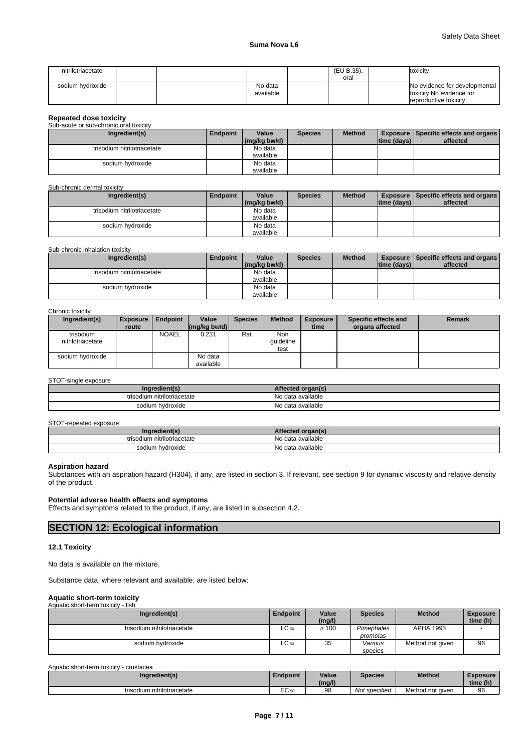| | | | | | | | |
|---|---|---|---|---|---|---|---|
| nitrilotriacetate | | | | | (EU B.35), oral | | toxicity |
| sodium hydroxide | | | No data available | | | | No evidence for developmental toxicity No evidence for reproductive toxicity |

**Repeated dose toxicity**

Sub-acute or sub-chronic oral toxicity

| Ingredient(s) | Endpoint | Value (mg/kg bw/d) | Species | Method | Exposure time (days) | Specific effects and organs affected |
|---|---|---|---|---|---|---|
| trisodium nitrilotriacetate | | No data available | | | | |
| sodium hydroxide | | No data available | | | | |

Sub-chronic dermal toxicity

| Ingredient(s) | Endpoint | Value (mg/kg bw/d) | Species | Method | Exposure time (days) | Specific effects and organs affected |
|---|---|---|---|---|---|---|
| trisodium nitrilotriacetate | | No data available | | | | |
| sodium hydroxide | | No data available | | | | |

Sub-chronic inhalation toxicity

| Ingredient(s) | Endpoint | Value (mg/kg bw/d) | Species | Method | Exposure time (days) | Specific effects and organs affected |
|---|---|---|---|---|---|---|
| trisodium nitrilotriacetate | | No data available | | | | |
| sodium hydroxide | | No data available | | | | |

Chronic toxicity

| Ingredient(s) | Exposure route | Endpoint | Value (mg/kg bw/d) | Species | Method | Exposure time | Specific effects and organs affected | Remark |
|---|---|---|---|---|---|---|---|---|
| trisodium nitrilotriacetate | | NOAEL | 0.231 | Rat | Non guideline test | | | |
| sodium hydroxide | | | No data available | | | | | |

STOT-single exposure

| Ingredient(s) | Affected organ(s) |
|---|---|
| trisodium nitrilotriacetate | No data available |
| sodium hydroxide | No data available |

STOT-repeated exposure

| Ingredient(s) | Affected organ(s) |
|---|---|
| trisodium nitrilotriacetate | No data available |
| sodium hydroxide | No data available |

**Aspiration hazard**

Substances with an aspiration hazard (H304), if any, are listed in section 3. If relevant, see section 9 for dynamic viscosity and relative density of the product.

**Potential adverse health effects and symptoms**

Effects and symptoms related to the product, if any, are listed in subsection 4.2.

## SECTION 12: Ecological information

### 12.1 Toxicity

No data is available on the mixture.

Substance data, where relevant and available, are listed below:

**Aquatic short-term toxicity**

Aquatic short-term toxicity - fish

| Ingredient(s) | Endpoint | Value (mg/l) | Species | Method | Exposure time (h) |
|---|---|---|---|---|---|
| trisodium nitrilotriacetate | $LC_{50}$ | > 100 | *Pimephales promelas* | APHA 1995 | - |
| sodium hydroxide | $LC_{50}$ | 35 | *Various species* | Method not given | 96 |

Aquatic short-term toxicity - crustacea

| Ingredient(s) | Endpoint | Value (mg/l) | Species | Method | Exposure time (h) |
|---|---|---|---|---|---|
| trisodium nitrilotriacetate | $EC_{50}$ | 98 | *Not specified* | Method not given | 96 |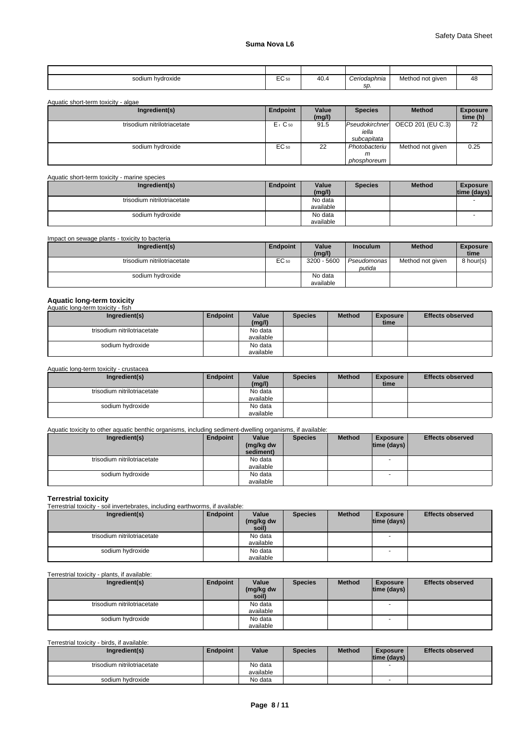| | | | | | |
|---|---|---|---|---|---|
| sodium hydroxide | $EC_{50}$ | 40.4 | *Ceriodaphnia sp.* | Method not given | 48 |

Aquatic short-term toxicity - algae

| Ingredient(s) | Endpoint | Value (mg/l) | Species | Method | Exposure time (h) |
|---|---|---|---|---|---|
| trisodium nitrilotriacetate | $E_rC_{50}$ | 91.5 | *Pseudokirchneriella subcapitata* | OECD 201 (EU C.3) | 72 |
| sodium hydroxide | $EC_{50}$ | 22 | *Photobacterium phosphoreum* | Method not given | 0.25 |

Aquatic short-term toxicity - marine species

| Ingredient(s) | Endpoint | Value (mg/l) | Species | Method | Exposure time (days) |
|---|---|---|---|---|---|
| trisodium nitrilotriacetate | | No data available | | | - |
| sodium hydroxide | | No data available | | | - |

Impact on sewage plants - toxicity to bacteria

| Ingredient(s) | Endpoint | Value (mg/l) | Inoculum | Method | Exposure time |
|---|---|---|---|---|---|
| trisodium nitrilotriacetate | $EC_{50}$ | 3200 - 5600 | *Pseudomonas putida* | Method not given | 8 hour(s) |
| sodium hydroxide | | No data available | | | |

**Aquatic long-term toxicity**

Aquatic long-term toxicity - fish

| Ingredient(s) | Endpoint | Value (mg/l) | Species | Method | Exposure time | Effects observed |
|---|---|---|---|---|---|---|
| trisodium nitrilotriacetate | | No data available | | | | |
| sodium hydroxide | | No data available | | | | |

Aquatic long-term toxicity - crustacea

| Ingredient(s) | Endpoint | Value (mg/l) | Species | Method | Exposure time | Effects observed |
|---|---|---|---|---|---|---|
| trisodium nitrilotriacetate | | No data available | | | | |
| sodium hydroxide | | No data available | | | | |

Aquatic toxicity to other aquatic benthic organisms, including sediment-dwelling organisms, if available:

| Ingredient(s) | Endpoint | Value (mg/kg dw sediment) | Species | Method | Exposure time (days) | Effects observed |
|---|---|---|---|---|---|---|
| trisodium nitrilotriacetate | | No data available | | | - | |
| sodium hydroxide | | No data available | | | - | |

**Terrestrial toxicity**

Terrestrial toxicity - soil invertebrates, including earthworms, if available:

| Ingredient(s) | Endpoint | Value (mg/kg dw soil) | Species | Method | Exposure time (days) | Effects observed |
|---|---|---|---|---|---|---|
| trisodium nitrilotriacetate | | No data available | | | - | |
| sodium hydroxide | | No data available | | | - | |

Terrestrial toxicity - plants, if available:

| Ingredient(s) | Endpoint | Value (mg/kg dw soil) | Species | Method | Exposure time (days) | Effects observed |
|---|---|---|---|---|---|---|
| trisodium nitrilotriacetate | | No data available | | | - | |
| sodium hydroxide | | No data available | | | - | |

Terrestrial toxicity - birds, if available:

| Ingredient(s) | Endpoint | Value | Species | Method | Exposure time (days) | Effects observed |
|---|---|---|---|---|---|---|
| trisodium nitrilotriacetate | | No data available | | | - | |
| sodium hydroxide | | No data | | | - | |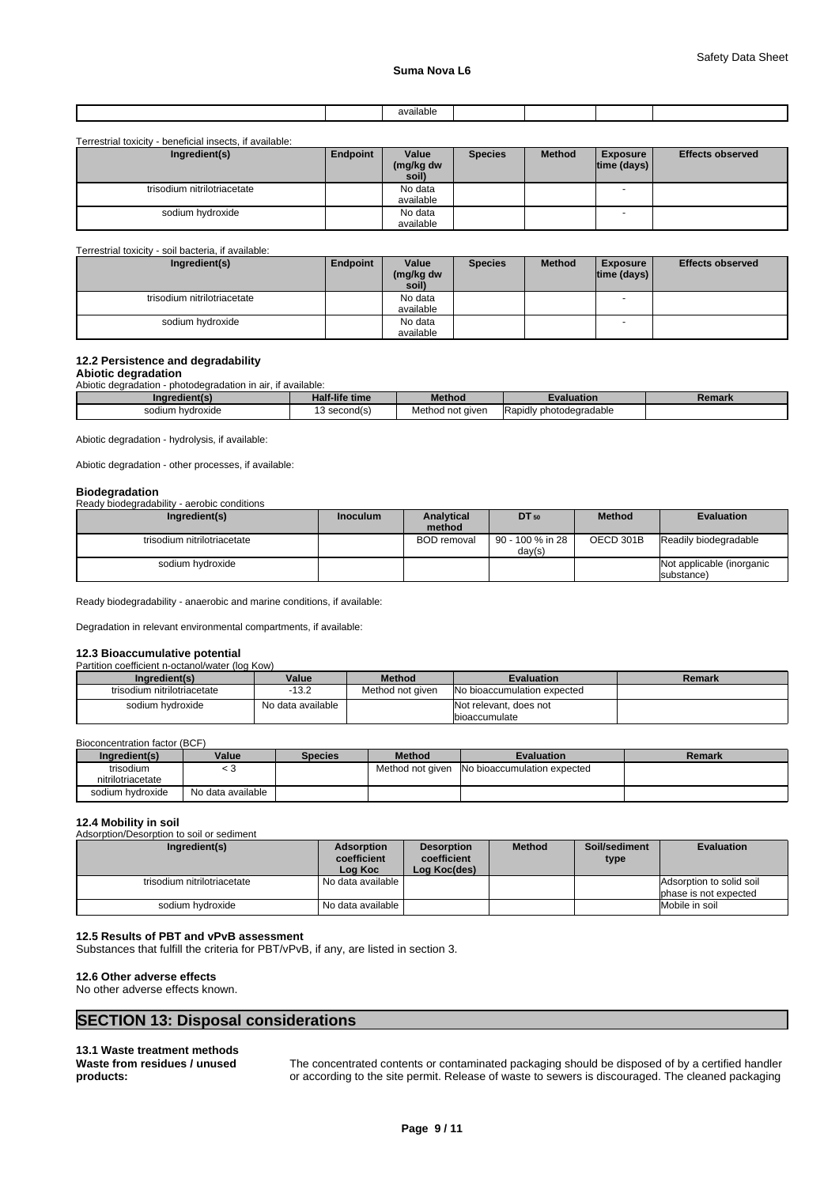| | | | | | | |
|---|---|---|---|---|---|---|
| | | available | | | | |

Terrestrial toxicity - beneficial insects, if available:

| Ingredient(s) | Endpoint | Value (mg/kg dw soil) | Species | Method | Exposure time (days) | Effects observed |
|---|---|---|---|---|---|---|
| trisodium nitrilotriacetate | | No data available | | | - | |
| sodium hydroxide | | No data available | | | - | |

Terrestrial toxicity - soil bacteria, if available:

| Ingredient(s) | Endpoint | Value (mg/kg dw soil) | Species | Method | Exposure time (days) | Effects observed |
|---|---|---|---|---|---|---|
| trisodium nitrilotriacetate | | No data available | | | - | |
| sodium hydroxide | | No data available | | | - | |

### 12.2 Persistence and degradability

**Abiotic degradation**

Abiotic degradation - photodegradation in air, if available:

| Ingredient(s) | Half-life time | Method | Evaluation | Remark |
|---|---|---|---|---|
| sodium hydroxide | 13 second(s) | Method not given | Rapidly photodegradable | |

Abiotic degradation - hydrolysis, if available:

Abiotic degradation - other processes, if available:

**Biodegradation**

Ready biodegradability - aerobic conditions

| Ingredient(s) | Inoculum | Analytical method | $DT_{50}$ | Method | Evaluation |
|---|---|---|---|---|---|
| trisodium nitrilotriacetate | | BOD removal | 90 - 100 % in 28 day(s) | OECD 301B | Readily biodegradable |
| sodium hydroxide | | | | | Not applicable (inorganic substance) |

Ready biodegradability - anaerobic and marine conditions, if available:

Degradation in relevant environmental compartments, if available:

### 12.3 Bioaccumulative potential

Partition coefficient n-octanol/water (log Kow)

| Ingredient(s) | Value | Method | Evaluation | Remark |
|---|---|---|---|---|
| trisodium nitrilotriacetate | -13.2 | Method not given | No bioaccumulation expected | |
| sodium hydroxide | No data available | | Not relevant, does not bioaccumulate | |

Bioconcentration factor (BCF)

| Ingredient(s) | Value | Species | Method | Evaluation | Remark |
|---|---|---|---|---|---|
| trisodium nitrilotriacetate | < 3 | | Method not given | No bioaccumulation expected | |
| sodium hydroxide | No data available | | | | |

### 12.4 Mobility in soil

Adsorption/Desorption to soil or sediment

| Ingredient(s) | Adsorption coefficient Log Koc | Desorption coefficient Log Koc(des) | Method | Soil/sediment type | Evaluation |
|---|---|---|---|---|---|
| trisodium nitrilotriacetate | No data available | | | | Adsorption to solid soil phase is not expected |
| sodium hydroxide | No data available | | | | Mobile in soil |

### 12.5 Results of PBT and vPvB assessment

Substances that fulfill the criteria for PBT/vPvB, if any, are listed in section 3.

### 12.6 Other adverse effects

No other adverse effects known.

## SECTION 13: Disposal considerations

### 13.1 Waste treatment methods

**Waste from residues / unused products:** The concentrated contents or contaminated packaging should be disposed of by a certified handler or according to the site permit. Release of waste to sewers is discouraged. The cleaned packaging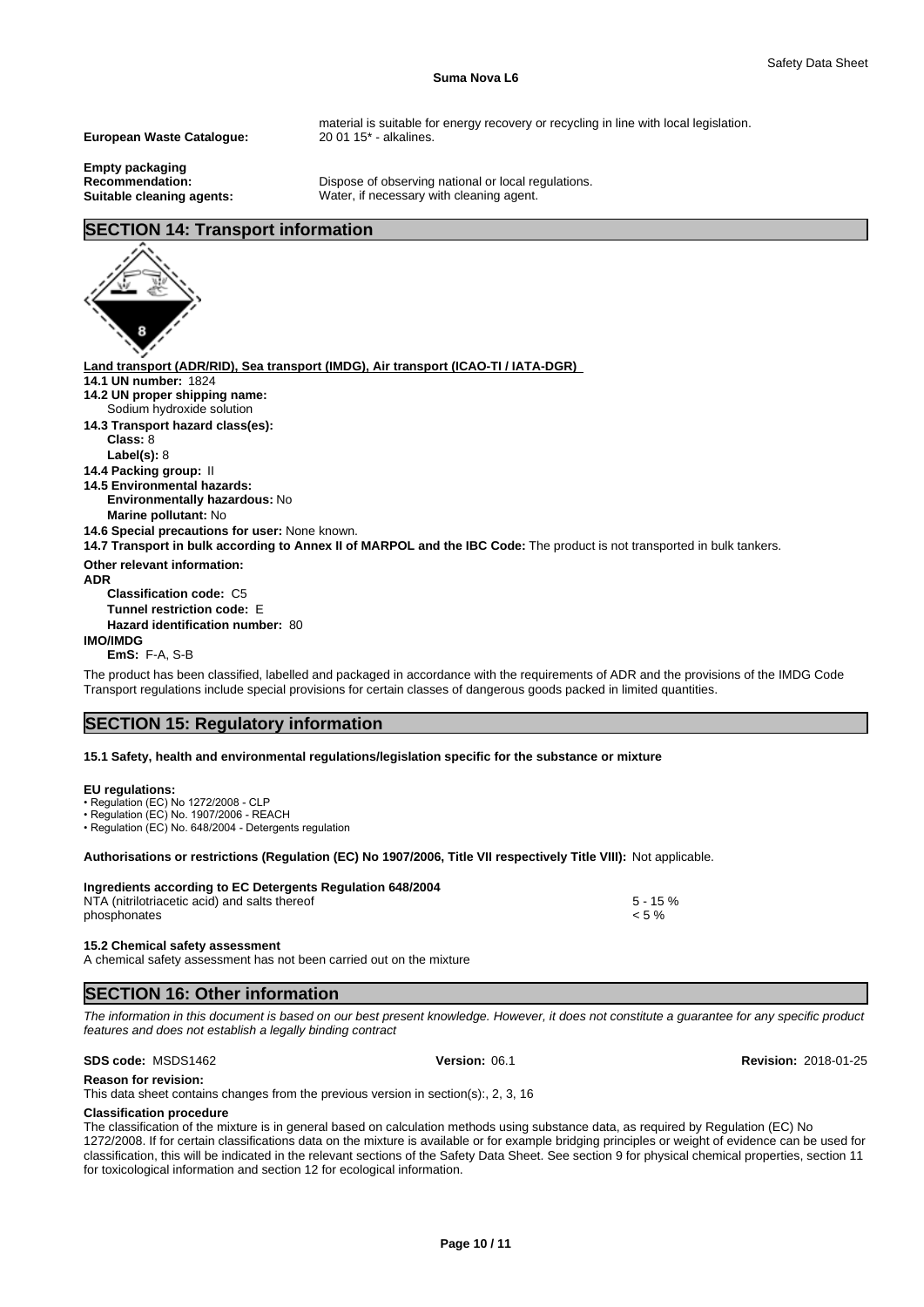**European Waste Catalogue:** 20 01 15* - alkalines.

material is suitable for energy recovery or recycling in line with local legislation.

**Empty packaging**
**Recommendation:** Dispose of observing national or local regulations.
**Suitable cleaning agents:** Water, if necessary with cleaning agent.

## SECTION 14: Transport information

**Land transport (ADR/RID), Sea transport (IMDG), Air transport (ICAO-TI / IATA-DGR)**

**14.1 UN number:** 1824
**14.2 UN proper shipping name:**
Sodium hydroxide solution
**14.3 Transport hazard class(es):**
**Class:** 8
**Label(s):** 8
**14.4 Packing group:** II
**14.5 Environmental hazards:**
**Environmentally hazardous:** No
**Marine pollutant:** No
**14.6 Special precautions for user:** None known.
**14.7 Transport in bulk according to Annex II of MARPOL and the IBC Code:** The product is not transported in bulk tankers.

**Other relevant information:**
**ADR**
**Classification code:** C5
**Tunnel restriction code:** E
**Hazard identification number:** 80
**IMO/IMDG**
**EmS:** F-A, S-B

The product has been classified, labelled and packaged in accordance with the requirements of ADR and the provisions of the IMDG Code
Transport regulations include special provisions for certain classes of dangerous goods packed in limited quantities.

## SECTION 15: Regulatory information

**15.1 Safety, health and environmental regulations/legislation specific for the substance or mixture**

**EU regulations:**
- Regulation (EC) No 1272/2008 - CLP
- Regulation (EC) No. 1907/2006 - REACH
- Regulation (EC) No. 648/2004 - Detergents regulation

**Authorisations or restrictions (Regulation (EC) No 1907/2006, Title VII respectively Title VIII):** Not applicable.

**Ingredients according to EC Detergents Regulation 648/2004**

| | |
|---|---|
| NTA (nitrilotriacetic acid) and salts thereof | 5 - 15 % |
| phosphonates | < 5 % |

**15.2 Chemical safety assessment**
A chemical safety assessment has not been carried out on the mixture

## SECTION 16: Other information

*The information in this document is based on our best present knowledge. However, it does not constitute a guarantee for any specific product features and does not establish a legally binding contract*

**SDS code:** MSDS1462 **Version:** 06.1 **Revision:** 2018-01-25

**Reason for revision:**
This data sheet contains changes from the previous version in section(s):, 2, 3, 16

**Classification procedure**
The classification of the mixture is in general based on calculation methods using substance data, as required by Regulation (EC) No 1272/2008. If for certain classifications data on the mixture is available or for example bridging principles or weight of evidence can be used for classification, this will be indicated in the relevant sections of the Safety Data Sheet. See section 9 for physical chemical properties, section 11 for toxicological information and section 12 for ecological information.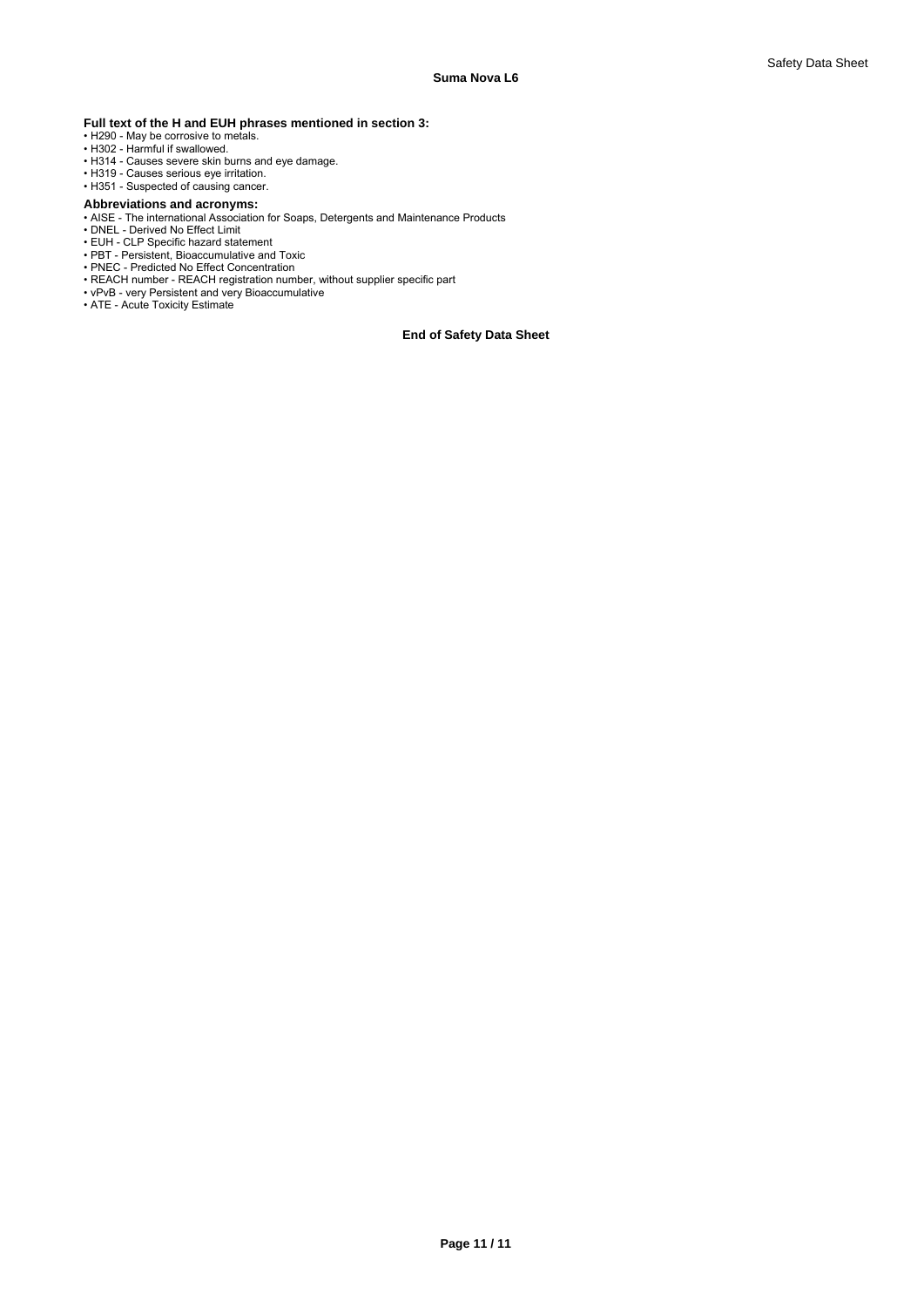**Full text of the H and EUH phrases mentioned in section 3:**

- H290 - May be corrosive to metals.
- H302 - Harmful if swallowed.
- H314 - Causes severe skin burns and eye damage.
- H319 - Causes serious eye irritation.
- H351 - Suspected of causing cancer.

**Abbreviations and acronyms:**

- AISE - The international Association for Soaps, Detergents and Maintenance Products
- DNEL - Derived No Effect Limit
- EUH - CLP Specific hazard statement
- PBT - Persistent, Bioaccumulative and Toxic
- PNEC - Predicted No Effect Concentration
- REACH number - REACH registration number, without supplier specific part
- vPvB - very Persistent and very Bioaccumulative
- ATE - Acute Toxicity Estimate

**End of Safety Data Sheet**